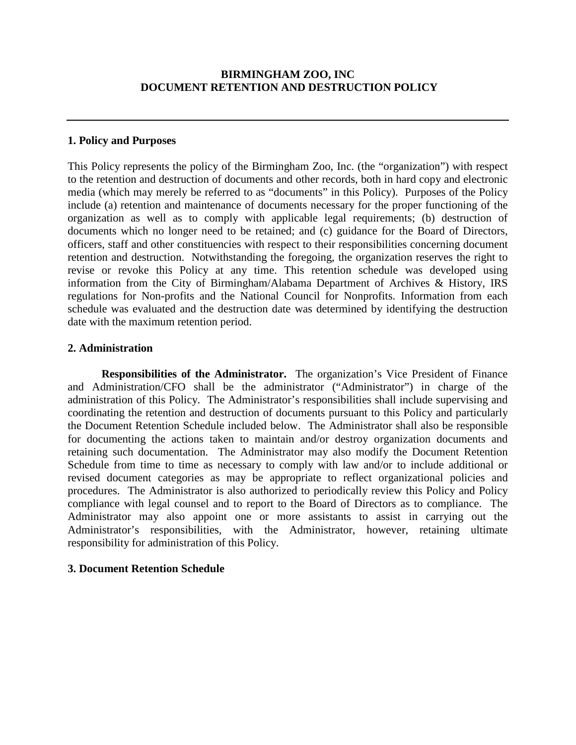# BIRMINGHAM ZOO, INC
# DOCUMENT RETENTION AND DESTRUCTION POLICY

---

## 1. Policy and Purposes

This Policy represents the policy of the Birmingham Zoo, Inc. (the "organization") with respect to the retention and destruction of documents and other records, both in hard copy and electronic media (which may merely be referred to as "documents" in this Policy). Purposes of the Policy include (a) retention and maintenance of documents necessary for the proper functioning of the organization as well as to comply with applicable legal requirements; (b) destruction of documents which no longer need to be retained; and (c) guidance for the Board of Directors, officers, staff and other constituencies with respect to their responsibilities concerning document retention and destruction. Notwithstanding the foregoing, the organization reserves the right to revise or revoke this Policy at any time. This retention schedule was developed using information from the City of Birmingham/Alabama Department of Archives & History, IRS regulations for Non-profits and the National Council for Nonprofits. Information from each schedule was evaluated and the destruction date was determined by identifying the destruction date with the maximum retention period.

## 2. Administration

**Responsibilities of the Administrator.** The organization's Vice President of Finance and Administration/CFO shall be the administrator ("Administrator") in charge of the administration of this Policy. The Administrator's responsibilities shall include supervising and coordinating the retention and destruction of documents pursuant to this Policy and particularly the Document Retention Schedule included below. The Administrator shall also be responsible for documenting the actions taken to maintain and/or destroy organization documents and retaining such documentation. The Administrator may also modify the Document Retention Schedule from time to time as necessary to comply with law and/or to include additional or revised document categories as may be appropriate to reflect organizational policies and procedures. The Administrator is also authorized to periodically review this Policy and Policy compliance with legal counsel and to report to the Board of Directors as to compliance. The Administrator may also appoint one or more assistants to assist in carrying out the Administrator's responsibilities, with the Administrator, however, retaining ultimate responsibility for administration of this Policy.

## 3. Document Retention Schedule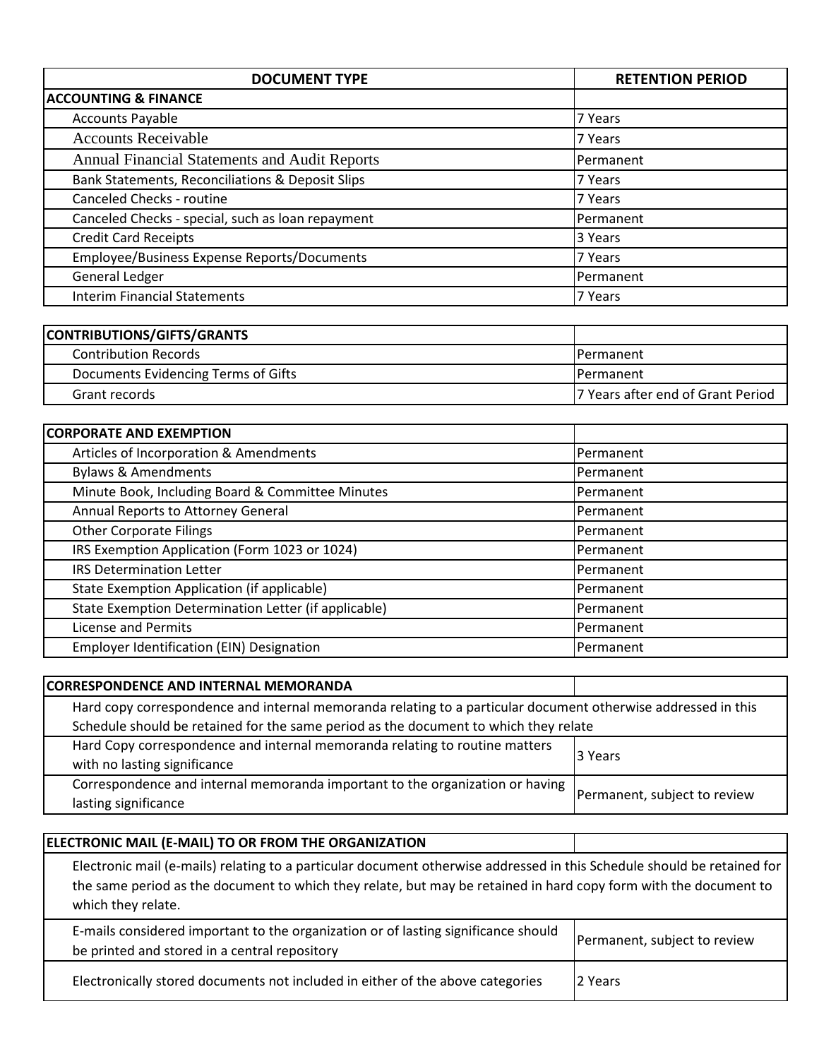| DOCUMENT TYPE | RETENTION PERIOD |
|---|---|
| **ACCOUNTING & FINANCE** | |
| Accounts Payable | 7 Years |
| Accounts Receivable | 7 Years |
| Annual Financial Statements and Audit Reports | Permanent |
| Bank Statements, Reconciliations & Deposit Slips | 7 Years |
| Canceled Checks - routine | 7 Years |
| Canceled Checks - special, such as loan repayment | Permanent |
| Credit Card Receipts | 3 Years |
| Employee/Business Expense Reports/Documents | 7 Years |
| General Ledger | Permanent |
| Interim Financial Statements | 7 Years |

| **CONTRIBUTIONS/GIFTS/GRANTS** | |
|---|---|
| Contribution Records | Permanent |
| Documents Evidencing Terms of Gifts | Permanent |
| Grant records | 7 Years after end of Grant Period |

| **CORPORATE AND EXEMPTION** | |
|---|---|
| Articles of Incorporation & Amendments | Permanent |
| Bylaws & Amendments | Permanent |
| Minute Book, Including Board & Committee Minutes | Permanent |
| Annual Reports to Attorney General | Permanent |
| Other Corporate Filings | Permanent |
| IRS Exemption Application (Form 1023 or 1024) | Permanent |
| IRS Determination Letter | Permanent |
| State Exemption Application (if applicable) | Permanent |
| State Exemption Determination Letter (if applicable) | Permanent |
| License and Permits | Permanent |
| Employer Identification (EIN) Designation | Permanent |

| **CORRESPONDENCE AND INTERNAL MEMORANDA** | |
|---|---|
| Hard copy correspondence and internal memoranda relating to a particular document otherwise addressed in this Schedule should be retained for the same period as the document to which they relate | |
| Hard Copy correspondence and internal memoranda relating to routine matters with no lasting significance | 3 Years |
| Correspondence and internal memoranda important to the organization or having lasting significance | Permanent, subject to review |

| **ELECTRONIC MAIL (E-MAIL) TO OR FROM THE ORGANIZATION** | |
|---|---|
| Electronic mail (e-mails) relating to a particular document otherwise addressed in this Schedule should be retained for the same period as the document to which they relate, but may be retained in hard copy form with the document to which they relate. | |
| E-mails considered important to the organization or of lasting significance should be printed and stored in a central repository | Permanent, subject to review |
| Electronically stored documents not included in either of the above categories | 2 Years |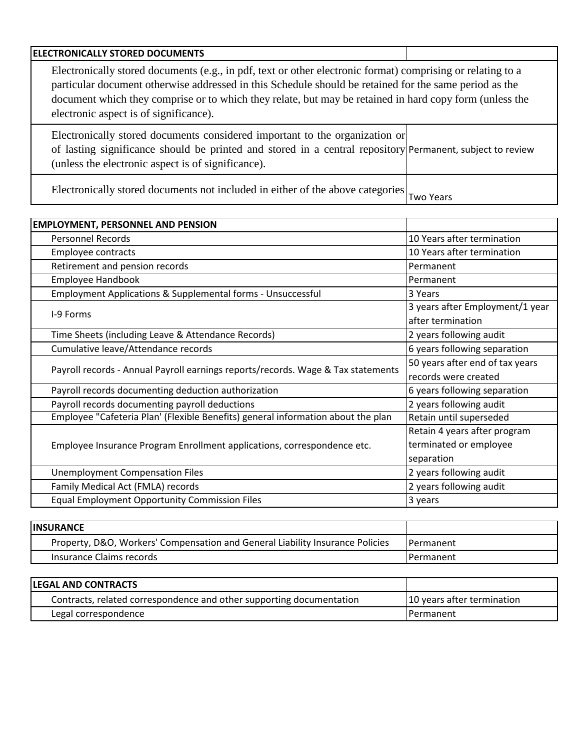| ELECTRONICALLY STORED DOCUMENTS | |
|---|---|
| Electronically stored documents (e.g., in pdf, text or other electronic format) comprising or relating to a particular document otherwise addressed in this Schedule should be retained for the same period as the document which they comprise or to which they relate, but may be retained in hard copy form (unless the electronic aspect is of significance). | |
| Electronically stored documents considered important to the organization or of lasting significance should be printed and stored in a central repository (unless the electronic aspect is of significance). | Permanent, subject to review |
| Electronically stored documents not included in either of the above categories | Two Years |

| EMPLOYMENT, PERSONNEL AND PENSION | |
|---|---|
| Personnel Records | 10 Years after termination |
| Employee contracts | 10 Years after termination |
| Retirement and pension records | Permanent |
| Employee Handbook | Permanent |
| Employment Applications & Supplemental forms - Unsuccessful | 3 Years |
| I-9 Forms | 3 years after Employment/1 year after termination |
| Time Sheets (including Leave & Attendance Records) | 2 years following audit |
| Cumulative leave/Attendance records | 6 years following separation |
| Payroll records - Annual Payroll earnings reports/records. Wage & Tax statements | 50 years after end of tax years records were created |
| Payroll records documenting deduction authorization | 6 years following separation |
| Payroll records documenting payroll deductions | 2 years following audit |
| Employee "Cafeteria Plan' (Flexible Benefits) general information about the plan | Retain until superseded |
| Employee Insurance Program Enrollment applications, correspondence etc. | Retain 4 years after program terminated or employee separation |
| Unemployment Compensation Files | 2 years following audit |
| Family Medical Act (FMLA) records | 2 years following audit |
| Equal Employment Opportunity Commission Files | 3 years |

| INSURANCE | |
|---|---|
| Property, D&O, Workers' Compensation and General Liability Insurance Policies | Permanent |
| Insurance Claims records | Permanent |

| LEGAL AND CONTRACTS | |
|---|---|
| Contracts, related correspondence and other supporting documentation | 10 years after termination |
| Legal correspondence | Permanent |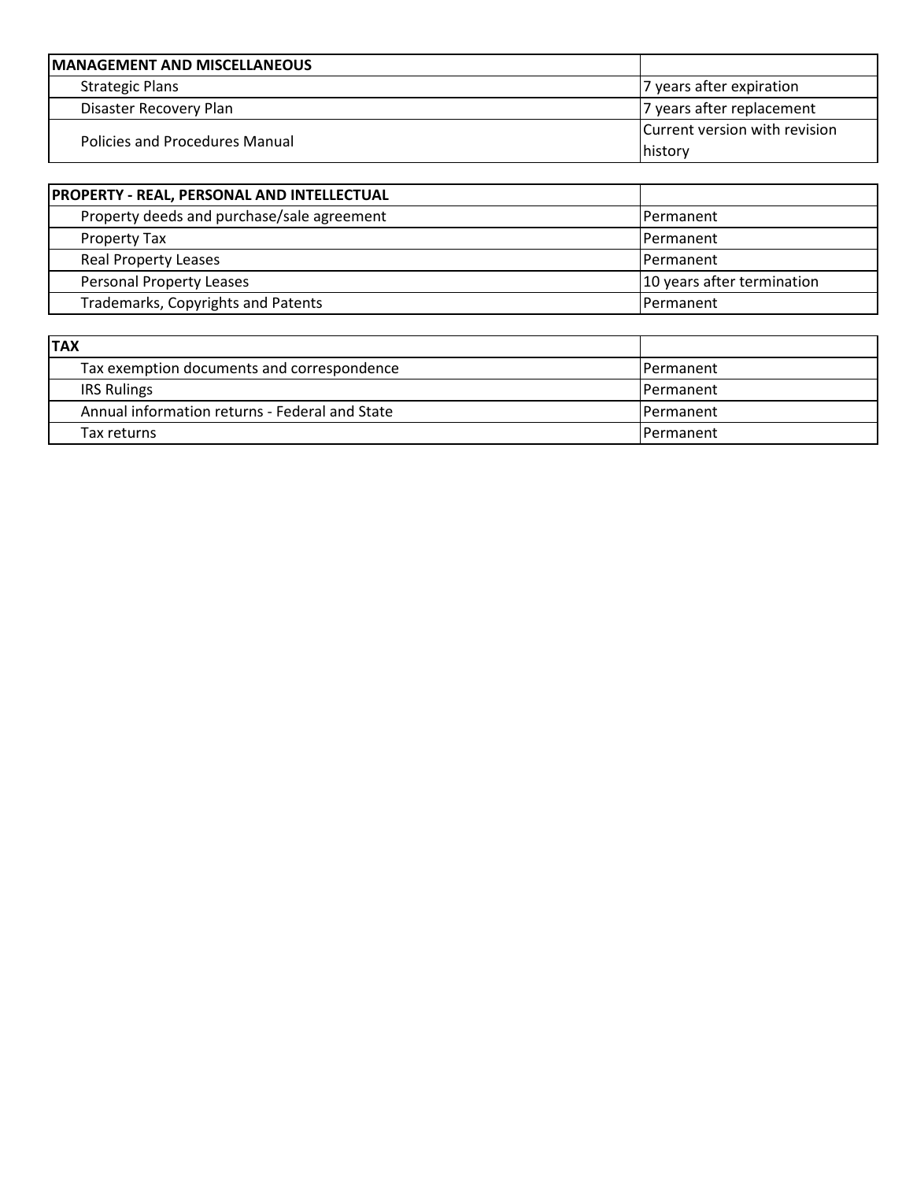| MANAGEMENT AND MISCELLANEOUS | |
| --- | --- |
| Strategic Plans | 7 years after expiration |
| Disaster Recovery Plan | 7 years after replacement |
| Policies and Procedures Manual | Current version with revision history |

| PROPERTY - REAL, PERSONAL AND INTELLECTUAL | |
| --- | --- |
| Property deeds and purchase/sale agreement | Permanent |
| Property Tax | Permanent |
| Real Property Leases | Permanent |
| Personal Property Leases | 10 years after termination |
| Trademarks, Copyrights and Patents | Permanent |

| TAX | |
| --- | --- |
| Tax exemption documents and correspondence | Permanent |
| IRS Rulings | Permanent |
| Annual information returns - Federal and State | Permanent |
| Tax returns | Permanent |